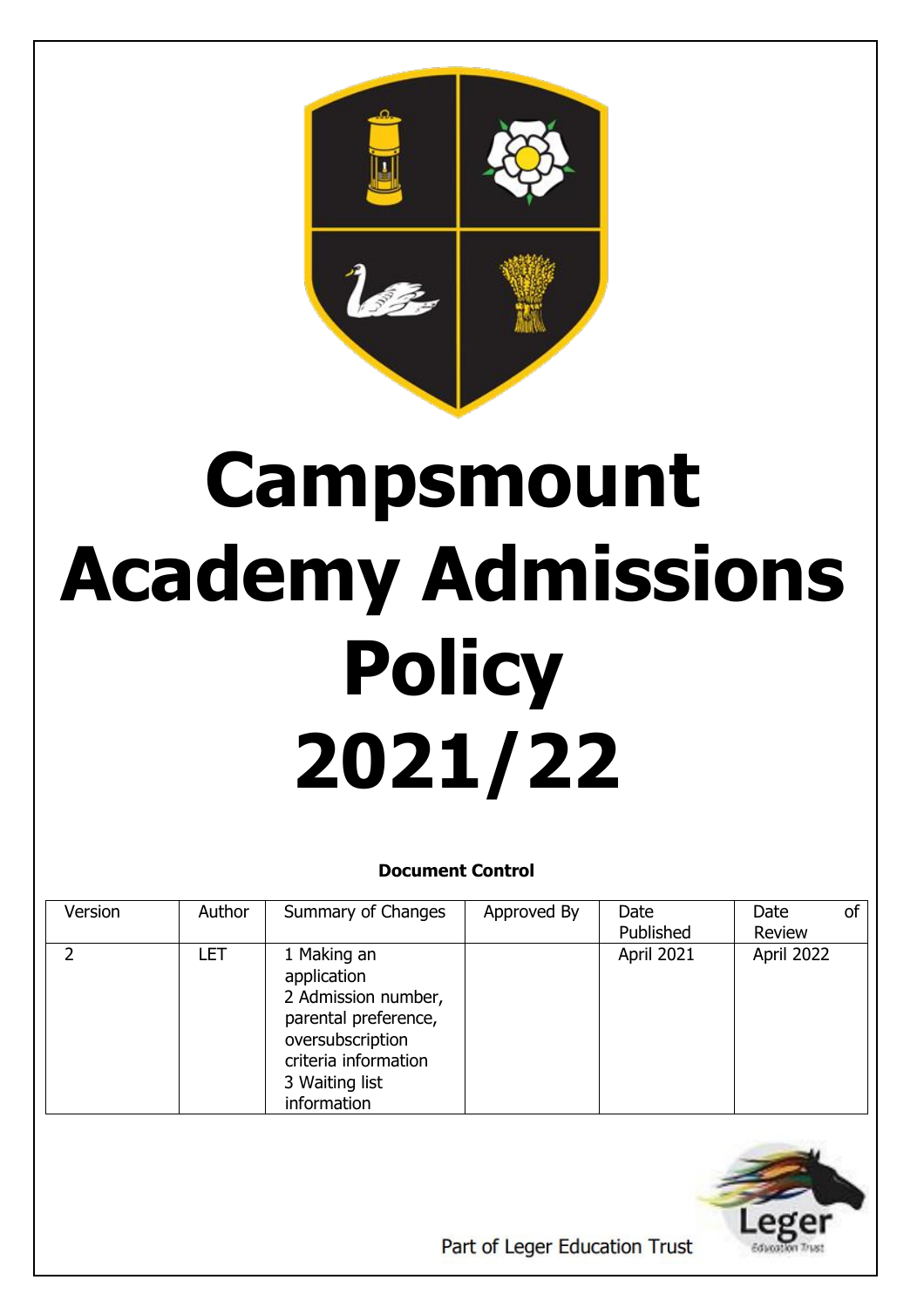# Campsmount Academy Admissions Policy 2021/22

**Document Control**

| Version | Author | Summary of Changes | Approved By | Date Published | Date of Review |
|---|---|---|---|---|---|
| 2 | LET | 1 Making an application<br>2 Admission number, parental preference, oversubscription criteria information<br>3 Waiting list information | | April 2021 | April 2022 |

Part of Leger Education Trust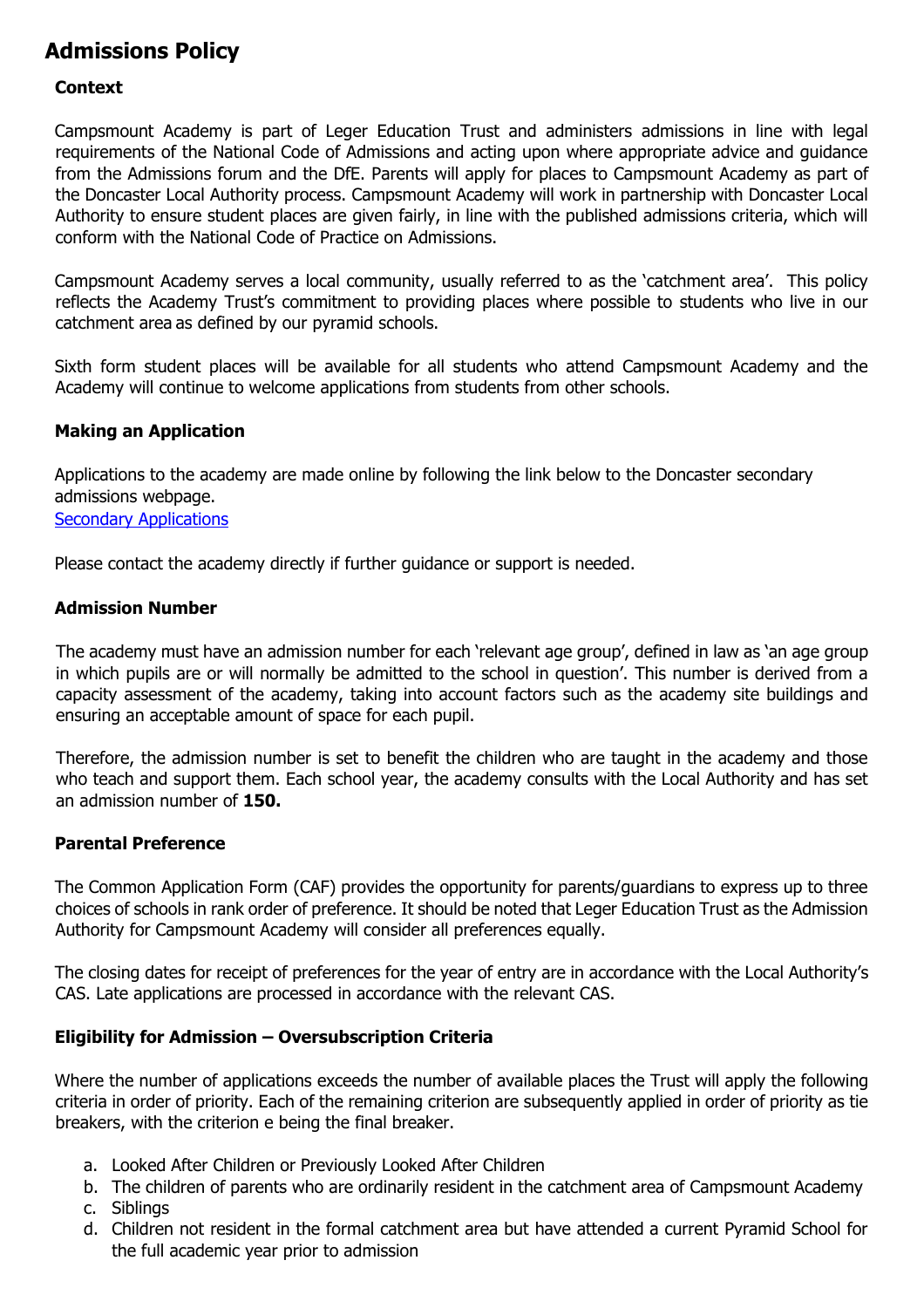# Admissions Policy

### Context

Campsmount Academy is part of Leger Education Trust and administers admissions in line with legal requirements of the National Code of Admissions and acting upon where appropriate advice and guidance from the Admissions forum and the DfE. Parents will apply for places to Campsmount Academy as part of the Doncaster Local Authority process. Campsmount Academy will work in partnership with Doncaster Local Authority to ensure student places are given fairly, in line with the published admissions criteria, which will conform with the National Code of Practice on Admissions.

Campsmount Academy serves a local community, usually referred to as the 'catchment area'. This policy reflects the Academy Trust's commitment to providing places where possible to students who live in our catchment area as defined by our pyramid schools.

Sixth form student places will be available for all students who attend Campsmount Academy and the Academy will continue to welcome applications from students from other schools.

### Making an Application

Applications to the academy are made online by following the link below to the Doncaster secondary admissions webpage.
Secondary Applications

Please contact the academy directly if further guidance or support is needed.

### Admission Number

The academy must have an admission number for each 'relevant age group', defined in law as 'an age group in which pupils are or will normally be admitted to the school in question'. This number is derived from a capacity assessment of the academy, taking into account factors such as the academy site buildings and ensuring an acceptable amount of space for each pupil.

Therefore, the admission number is set to benefit the children who are taught in the academy and those who teach and support them. Each school year, the academy consults with the Local Authority and has set an admission number of **150.**

### Parental Preference

The Common Application Form (CAF) provides the opportunity for parents/guardians to express up to three choices of schools in rank order of preference. It should be noted that Leger Education Trust as the Admission Authority for Campsmount Academy will consider all preferences equally.

The closing dates for receipt of preferences for the year of entry are in accordance with the Local Authority's CAS. Late applications are processed in accordance with the relevant CAS.

### Eligibility for Admission – Oversubscription Criteria

Where the number of applications exceeds the number of available places the Trust will apply the following criteria in order of priority. Each of the remaining criterion are subsequently applied in order of priority as tie breakers, with the criterion e being the final breaker.

a. Looked After Children or Previously Looked After Children
b. The children of parents who are ordinarily resident in the catchment area of Campsmount Academy
c. Siblings
d. Children not resident in the formal catchment area but have attended a current Pyramid School for the full academic year prior to admission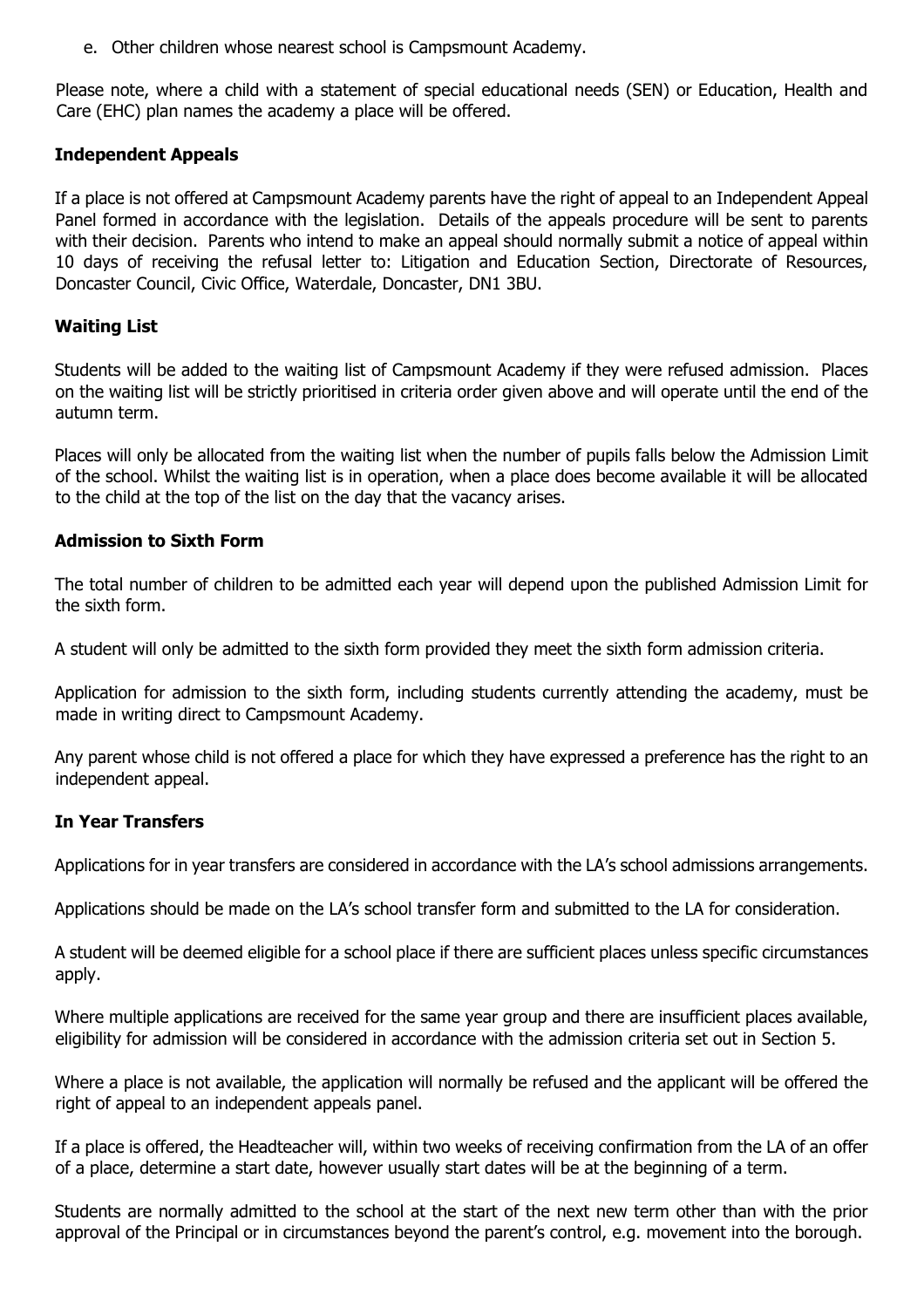e. Other children whose nearest school is Campsmount Academy.

Please note, where a child with a statement of special educational needs (SEN) or Education, Health and Care (EHC) plan names the academy a place will be offered.

**Independent Appeals**

If a place is not offered at Campsmount Academy parents have the right of appeal to an Independent Appeal Panel formed in accordance with the legislation. Details of the appeals procedure will be sent to parents with their decision. Parents who intend to make an appeal should normally submit a notice of appeal within 10 days of receiving the refusal letter to: Litigation and Education Section, Directorate of Resources, Doncaster Council, Civic Office, Waterdale, Doncaster, DN1 3BU.

**Waiting List**

Students will be added to the waiting list of Campsmount Academy if they were refused admission. Places on the waiting list will be strictly prioritised in criteria order given above and will operate until the end of the autumn term.

Places will only be allocated from the waiting list when the number of pupils falls below the Admission Limit of the school. Whilst the waiting list is in operation, when a place does become available it will be allocated to the child at the top of the list on the day that the vacancy arises.

**Admission to Sixth Form**

The total number of children to be admitted each year will depend upon the published Admission Limit for the sixth form.

A student will only be admitted to the sixth form provided they meet the sixth form admission criteria.

Application for admission to the sixth form, including students currently attending the academy, must be made in writing direct to Campsmount Academy.

Any parent whose child is not offered a place for which they have expressed a preference has the right to an independent appeal.

**In Year Transfers**

Applications for in year transfers are considered in accordance with the LA's school admissions arrangements.

Applications should be made on the LA's school transfer form and submitted to the LA for consideration.

A student will be deemed eligible for a school place if there are sufficient places unless specific circumstances apply.

Where multiple applications are received for the same year group and there are insufficient places available, eligibility for admission will be considered in accordance with the admission criteria set out in Section 5.

Where a place is not available, the application will normally be refused and the applicant will be offered the right of appeal to an independent appeals panel.

If a place is offered, the Headteacher will, within two weeks of receiving confirmation from the LA of an offer of a place, determine a start date, however usually start dates will be at the beginning of a term.

Students are normally admitted to the school at the start of the next new term other than with the prior approval of the Principal or in circumstances beyond the parent's control, e.g. movement into the borough.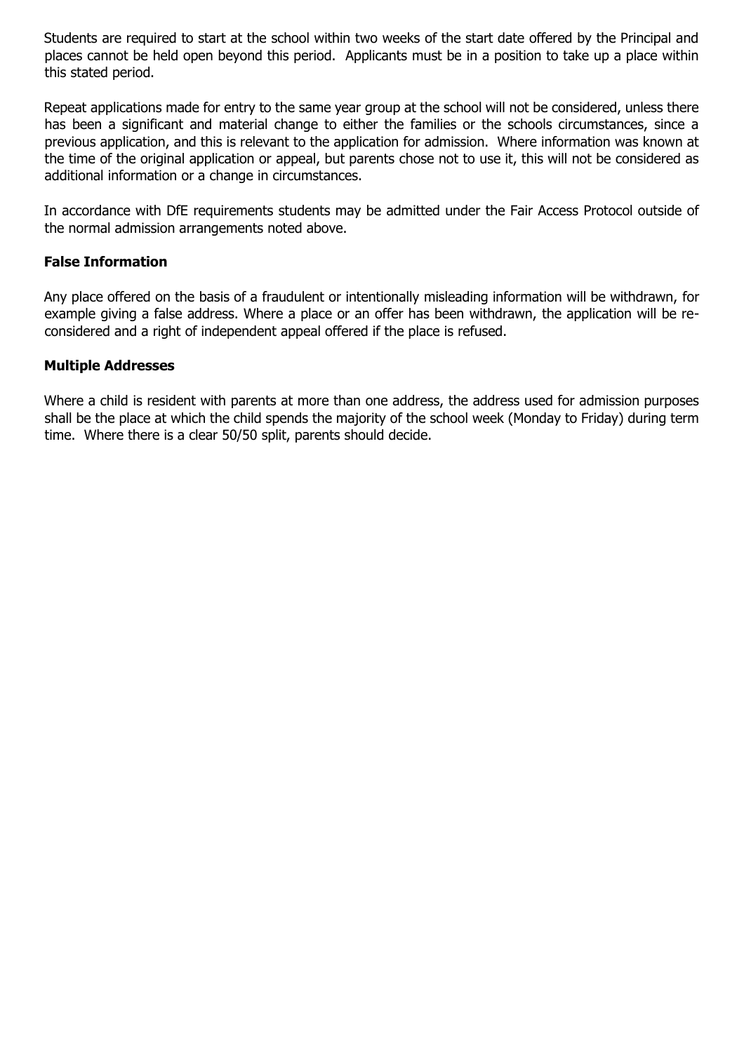Students are required to start at the school within two weeks of the start date offered by the Principal and places cannot be held open beyond this period. Applicants must be in a position to take up a place within this stated period.

Repeat applications made for entry to the same year group at the school will not be considered, unless there has been a significant and material change to either the families or the schools circumstances, since a previous application, and this is relevant to the application for admission. Where information was known at the time of the original application or appeal, but parents chose not to use it, this will not be considered as additional information or a change in circumstances.

In accordance with DfE requirements students may be admitted under the Fair Access Protocol outside of the normal admission arrangements noted above.

**False Information**

Any place offered on the basis of a fraudulent or intentionally misleading information will be withdrawn, for example giving a false address. Where a place or an offer has been withdrawn, the application will be re-considered and a right of independent appeal offered if the place is refused.

**Multiple Addresses**

Where a child is resident with parents at more than one address, the address used for admission purposes shall be the place at which the child spends the majority of the school week (Monday to Friday) during term time. Where there is a clear 50/50 split, parents should decide.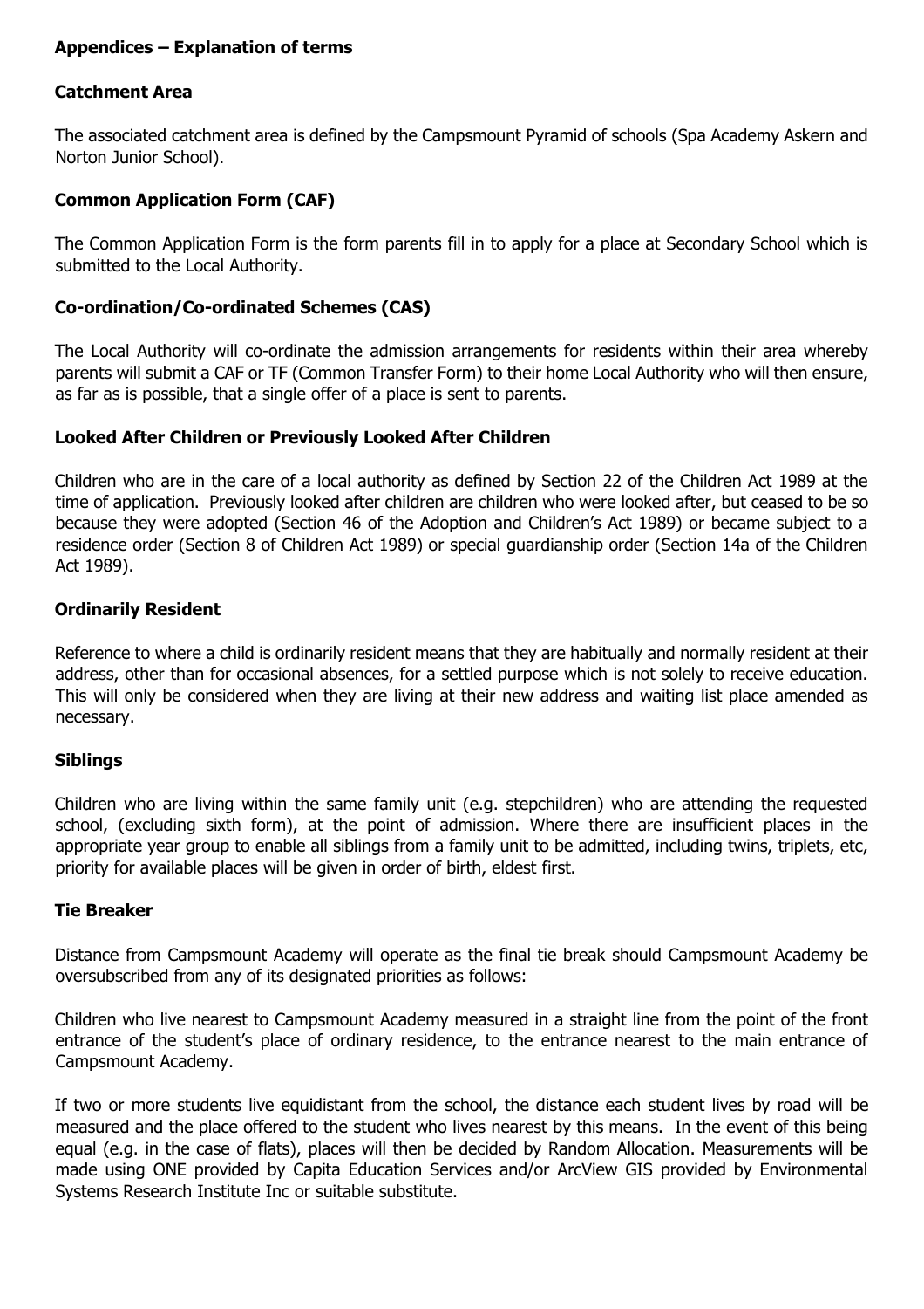## Appendices – Explanation of terms

### Catchment Area

The associated catchment area is defined by the Campsmount Pyramid of schools (Spa Academy Askern and Norton Junior School).

### Common Application Form (CAF)

The Common Application Form is the form parents fill in to apply for a place at Secondary School which is submitted to the Local Authority.

### Co-ordination/Co-ordinated Schemes (CAS)

The Local Authority will co-ordinate the admission arrangements for residents within their area whereby parents will submit a CAF or TF (Common Transfer Form) to their home Local Authority who will then ensure, as far as is possible, that a single offer of a place is sent to parents.

### Looked After Children or Previously Looked After Children

Children who are in the care of a local authority as defined by Section 22 of the Children Act 1989 at the time of application. Previously looked after children are children who were looked after, but ceased to be so because they were adopted (Section 46 of the Adoption and Children's Act 1989) or became subject to a residence order (Section 8 of Children Act 1989) or special guardianship order (Section 14a of the Children Act 1989).

### Ordinarily Resident

Reference to where a child is ordinarily resident means that they are habitually and normally resident at their address, other than for occasional absences, for a settled purpose which is not solely to receive education. This will only be considered when they are living at their new address and waiting list place amended as necessary.

### Siblings

Children who are living within the same family unit (e.g. stepchildren) who are attending the requested school, (excluding sixth form),–at the point of admission. Where there are insufficient places in the appropriate year group to enable all siblings from a family unit to be admitted, including twins, triplets, etc, priority for available places will be given in order of birth, eldest first.

### Tie Breaker

Distance from Campsmount Academy will operate as the final tie break should Campsmount Academy be oversubscribed from any of its designated priorities as follows:

Children who live nearest to Campsmount Academy measured in a straight line from the point of the front entrance of the student's place of ordinary residence, to the entrance nearest to the main entrance of Campsmount Academy.

If two or more students live equidistant from the school, the distance each student lives by road will be measured and the place offered to the student who lives nearest by this means. In the event of this being equal (e.g. in the case of flats), places will then be decided by Random Allocation. Measurements will be made using ONE provided by Capita Education Services and/or ArcView GIS provided by Environmental Systems Research Institute Inc or suitable substitute.